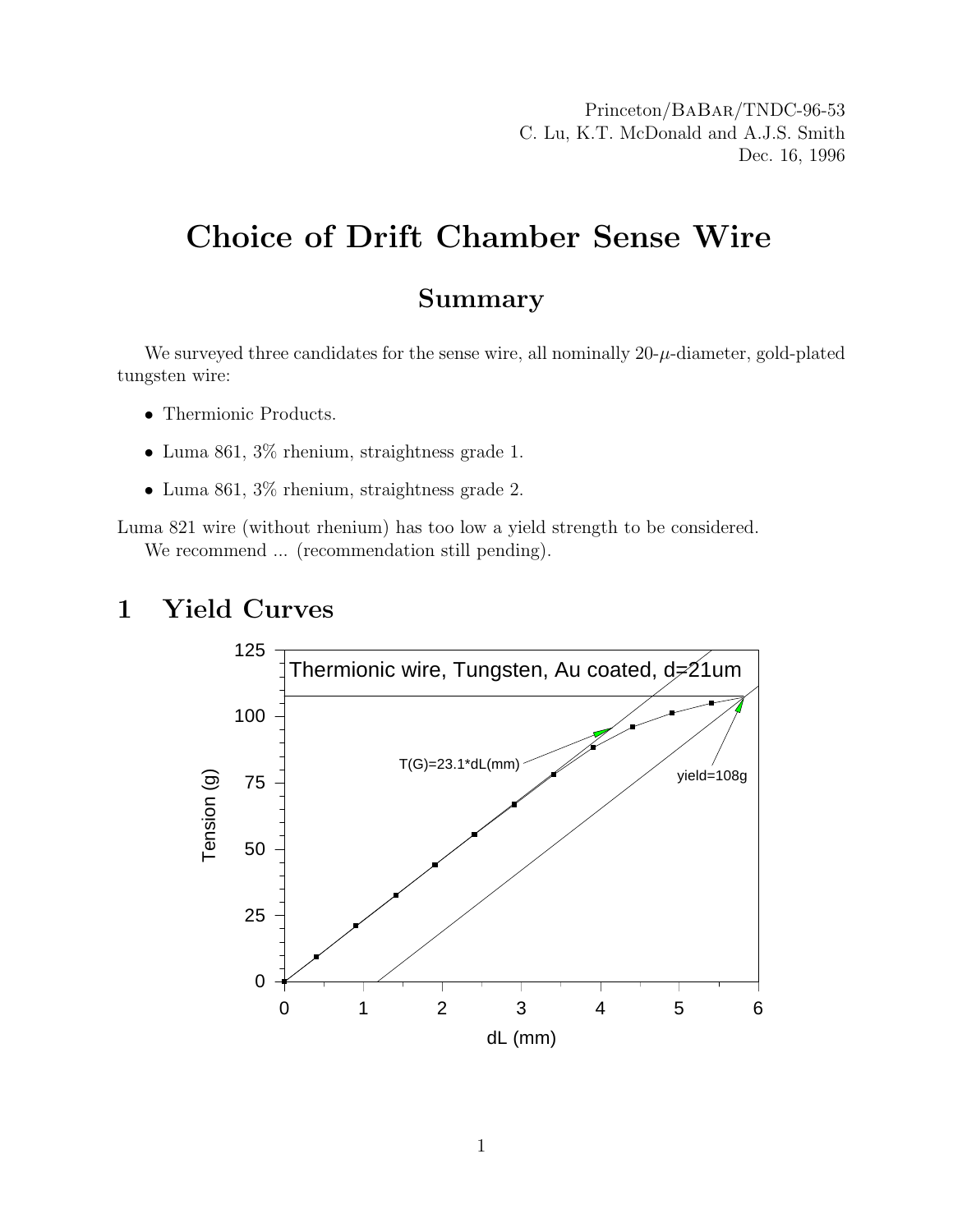Princeton/BaBar/TNDC-96-53
C. Lu, K.T. McDonald and A.J.S. Smith
Dec. 16, 1996

# Choice of Drift Chamber Sense Wire

## Summary

We surveyed three candidates for the sense wire, all nominally 20-$\mu$-diameter, gold-plated tungsten wire:

- Thermionic Products.
- Luma 861, 3% rhenium, straightness grade 1.
- Luma 861, 3% rhenium, straightness grade 2.

Luma 821 wire (without rhenium) has too low a yield strength to be considered.

We recommend ... (recommendation still pending).

## 1 Yield Curves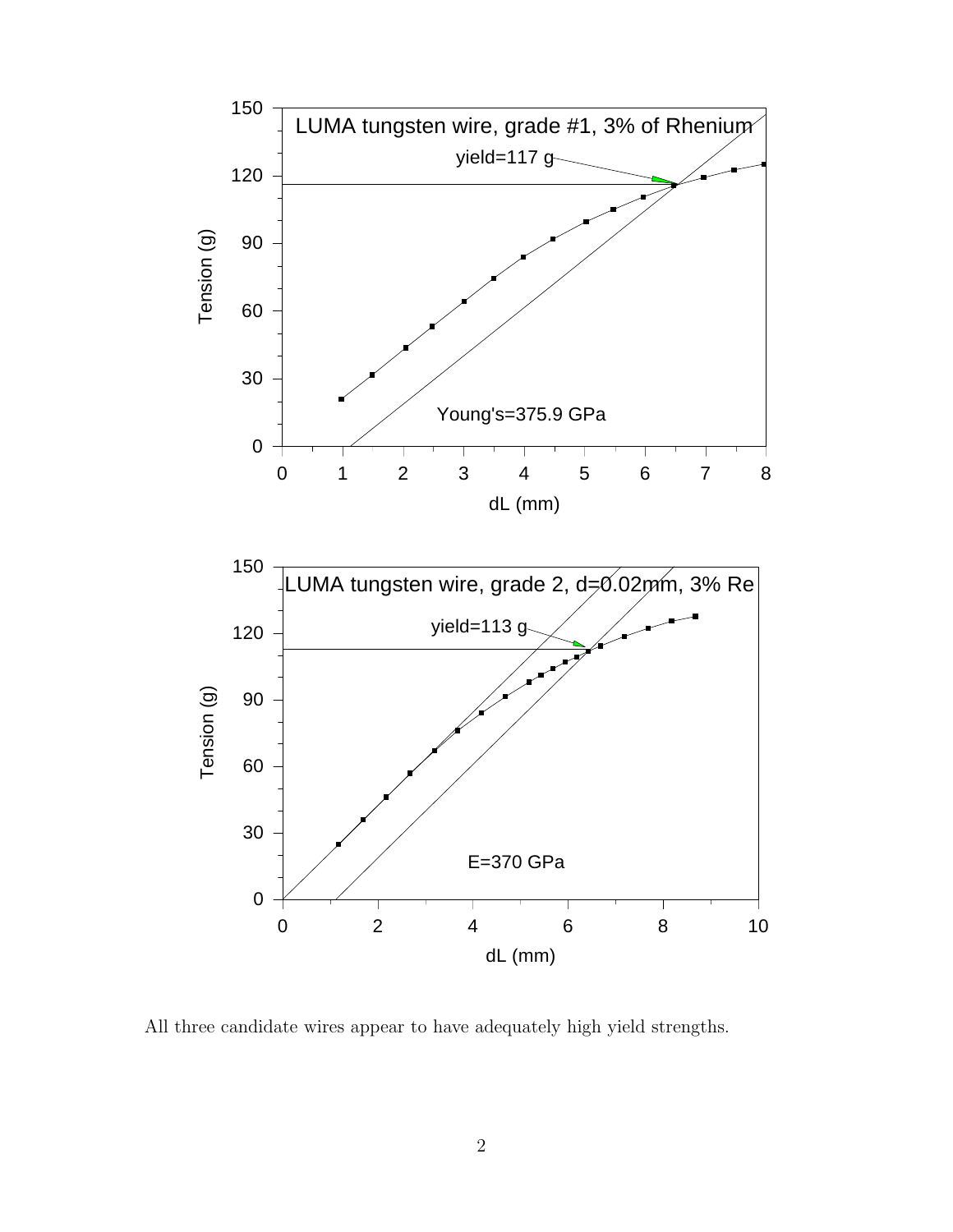All three candidate wires appear to have adequately high yield strengths.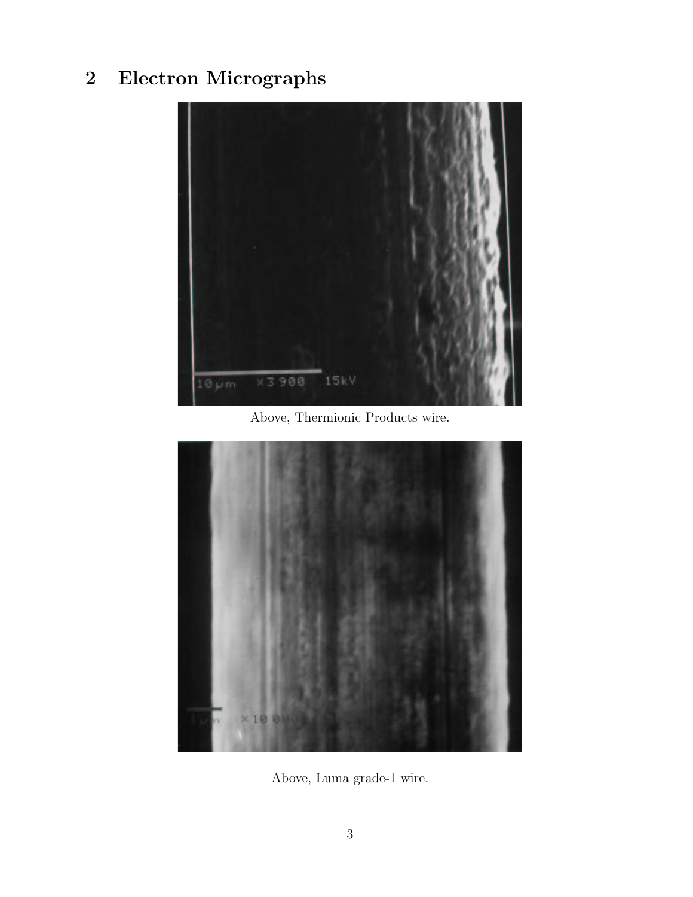## 2 Electron Micrographs

Above, Thermionic Products wire.

Above, Luma grade-1 wire.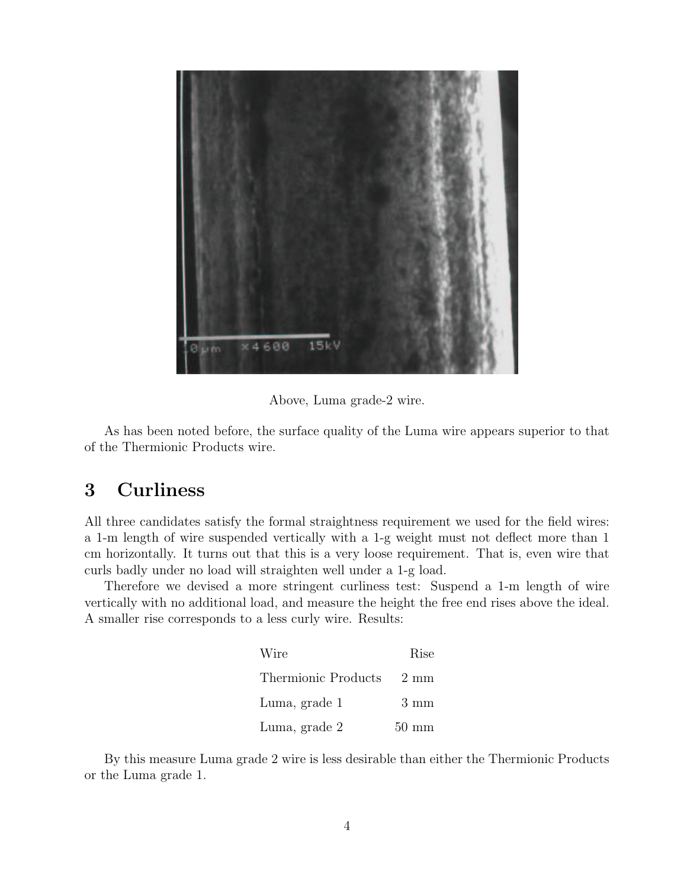Above, Luma grade-2 wire.

As has been noted before, the surface quality of the Luma wire appears superior to that of the Thermionic Products wire.

## 3 Curliness

All three candidates satisfy the formal straightness requirement we used for the field wires: a 1-m length of wire suspended vertically with a 1-g weight must not deflect more than 1 cm horizontally. It turns out that this is a very loose requirement. That is, even wire that curls badly under no load will straighten well under a 1-g load.

Therefore we devised a more stringent curliness test: Suspend a 1-m length of wire vertically with no additional load, and measure the height the free end rises above the ideal. A smaller rise corresponds to a less curly wire. Results:

| Wire | Rise |
|---|---|
| Thermionic Products | 2 mm |
| Luma, grade 1 | 3 mm |
| Luma, grade 2 | 50 mm |

By this measure Luma grade 2 wire is less desirable than either the Thermionic Products or the Luma grade 1.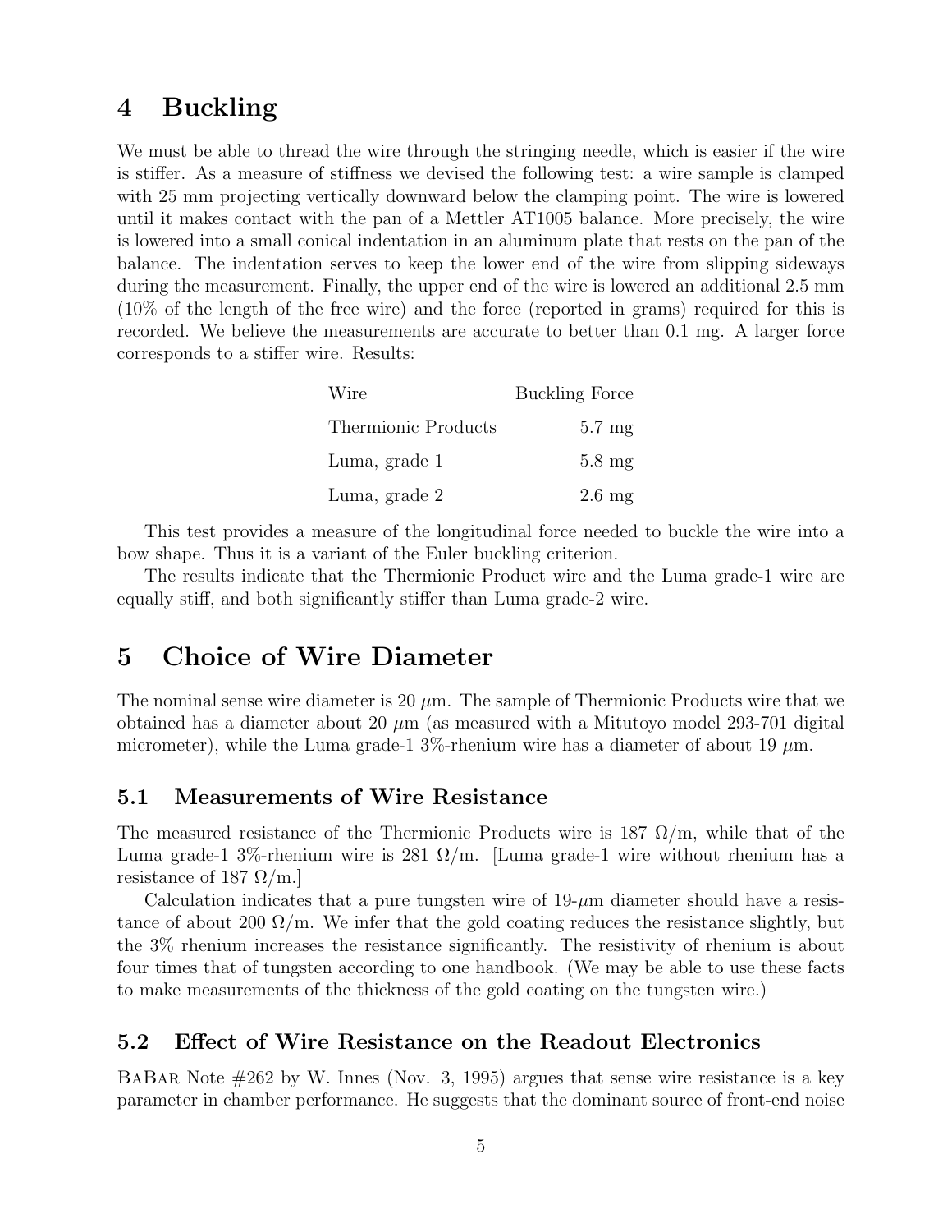# 4 Buckling

We must be able to thread the wire through the stringing needle, which is easier if the wire is stiffer. As a measure of stiffness we devised the following test: a wire sample is clamped with 25 mm projecting vertically downward below the clamping point. The wire is lowered until it makes contact with the pan of a Mettler AT1005 balance. More precisely, the wire is lowered into a small conical indentation in an aluminum plate that rests on the pan of the balance. The indentation serves to keep the lower end of the wire from slipping sideways during the measurement. Finally, the upper end of the wire is lowered an additional 2.5 mm (10% of the length of the free wire) and the force (reported in grams) required for this is recorded. We believe the measurements are accurate to better than 0.1 mg. A larger force corresponds to a stiffer wire. Results:

| Wire | Buckling Force |
|---|---|
| Thermionic Products | 5.7 mg |
| Luma, grade 1 | 5.8 mg |
| Luma, grade 2 | 2.6 mg |

This test provides a measure of the longitudinal force needed to buckle the wire into a bow shape. Thus it is a variant of the Euler buckling criterion.

The results indicate that the Thermionic Product wire and the Luma grade-1 wire are equally stiff, and both significantly stiffer than Luma grade-2 wire.

# 5 Choice of Wire Diameter

The nominal sense wire diameter is 20 $\mu$m. The sample of Thermionic Products wire that we obtained has a diameter about 20 $\mu$m (as measured with a Mitutoyo model 293-701 digital micrometer), while the Luma grade-1 3%-rhenium wire has a diameter of about 19 $\mu$m.

## 5.1 Measurements of Wire Resistance

The measured resistance of the Thermionic Products wire is 187 $\Omega$/m, while that of the Luma grade-1 3%-rhenium wire is 281 $\Omega$/m. [Luma grade-1 wire without rhenium has a resistance of 187 $\Omega$/m.]

Calculation indicates that a pure tungsten wire of 19-$\mu$m diameter should have a resistance of about 200 $\Omega$/m. We infer that the gold coating reduces the resistance slightly, but the 3% rhenium increases the resistance significantly. The resistivity of rhenium is about four times that of tungsten according to one handbook. (We may be able to use these facts to make measurements of the thickness of the gold coating on the tungsten wire.)

## 5.2 Effect of Wire Resistance on the Readout Electronics

BaBar Note #262 by W. Innes (Nov. 3, 1995) argues that sense wire resistance is a key parameter in chamber performance. He suggests that the dominant source of front-end noise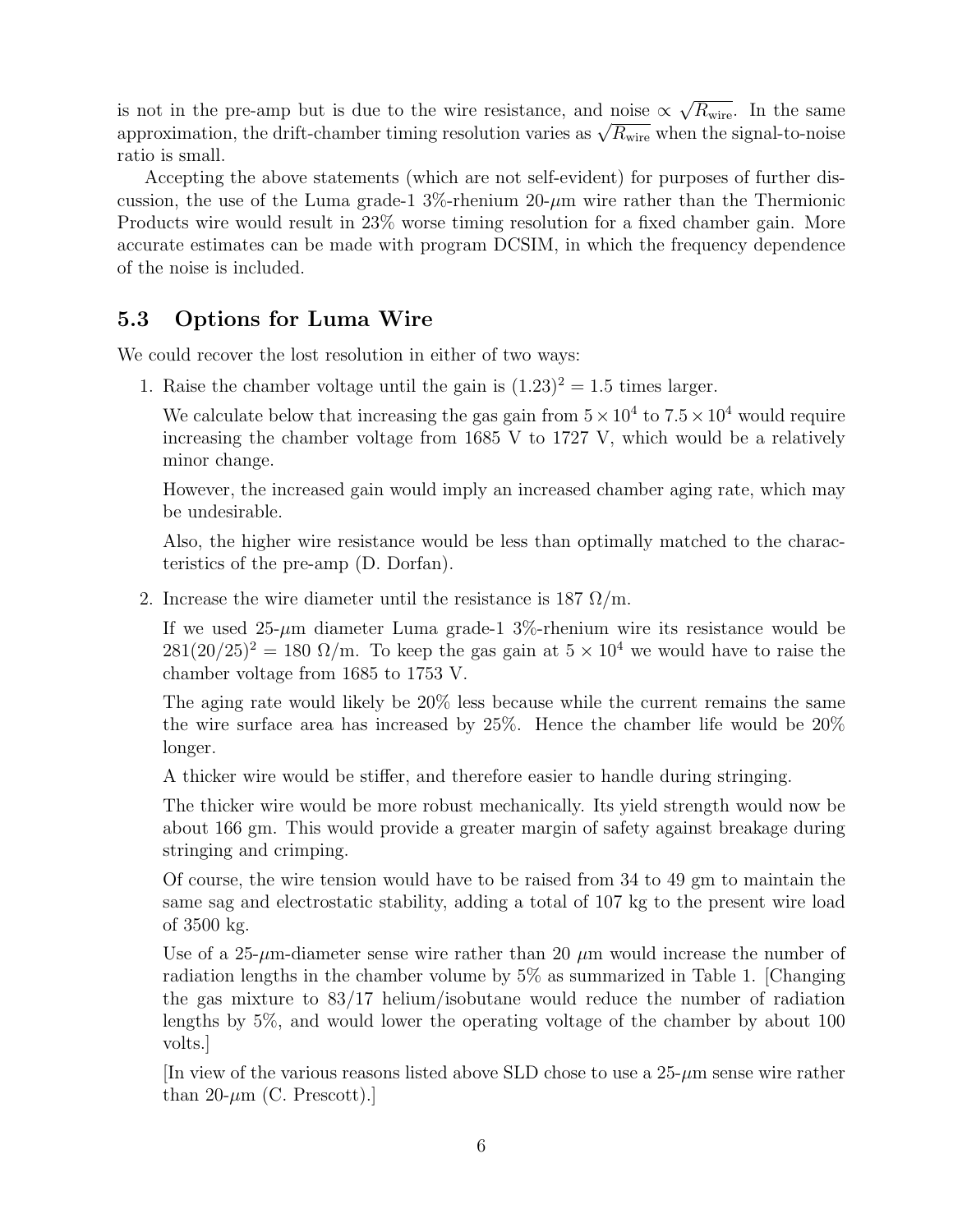is not in the pre-amp but is due to the wire resistance, and noise $\propto \sqrt{R_{\text{wire}}}$. In the same approximation, the drift-chamber timing resolution varies as $\sqrt{R_{\text{wire}}}$ when the signal-to-noise ratio is small.

Accepting the above statements (which are not self-evident) for purposes of further discussion, the use of the Luma grade-1 3%-rhenium 20-$\mu$m wire rather than the Thermionic Products wire would result in 23% worse timing resolution for a fixed chamber gain. More accurate estimates can be made with program DCSIM, in which the frequency dependence of the noise is included.

## 5.3 Options for Luma Wire

We could recover the lost resolution in either of two ways:

1. Raise the chamber voltage until the gain is $(1.23)^2 = 1.5$ times larger.

   We calculate below that increasing the gas gain from $5 \times 10^4$ to $7.5 \times 10^4$ would require increasing the chamber voltage from 1685 V to 1727 V, which would be a relatively minor change.

   However, the increased gain would imply an increased chamber aging rate, which may be undesirable.

   Also, the higher wire resistance would be less than optimally matched to the characteristics of the pre-amp (D. Dorfan).

2. Increase the wire diameter until the resistance is 187 $\Omega$/m.

   If we used 25-$\mu$m diameter Luma grade-1 3%-rhenium wire its resistance would be $281(20/25)^2 = 180$ $\Omega$/m. To keep the gas gain at $5 \times 10^4$ we would have to raise the chamber voltage from 1685 to 1753 V.

   The aging rate would likely be 20% less because while the current remains the same the wire surface area has increased by 25%. Hence the chamber life would be 20% longer.

   A thicker wire would be stiffer, and therefore easier to handle during stringing.

   The thicker wire would be more robust mechanically. Its yield strength would now be about 166 gm. This would provide a greater margin of safety against breakage during stringing and crimping.

   Of course, the wire tension would have to be raised from 34 to 49 gm to maintain the same sag and electrostatic stability, adding a total of 107 kg to the present wire load of 3500 kg.

   Use of a 25-$\mu$m-diameter sense wire rather than 20 $\mu$m would increase the number of radiation lengths in the chamber volume by 5% as summarized in Table 1. [Changing the gas mixture to 83/17 helium/isobutane would reduce the number of radiation lengths by 5%, and would lower the operating voltage of the chamber by about 100 volts.]

   [In view of the various reasons listed above SLD chose to use a 25-$\mu$m sense wire rather than 20-$\mu$m (C. Prescott).]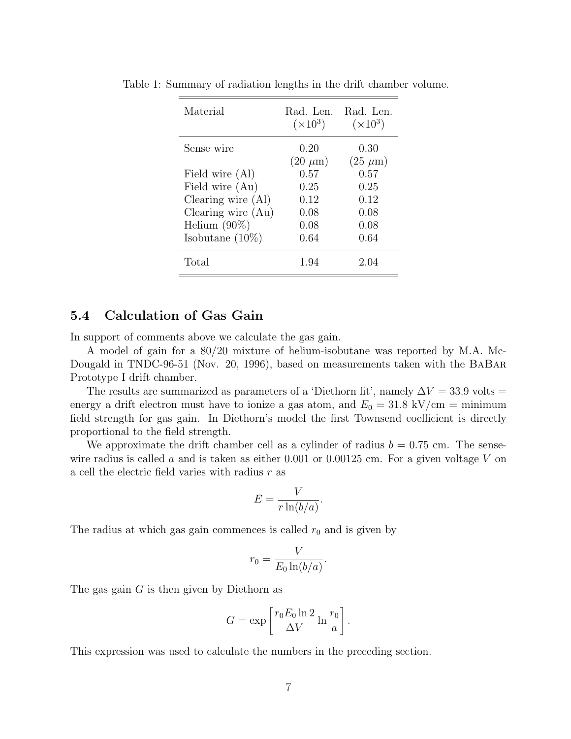Table 1: Summary of radiation lengths in the drift chamber volume.

| Material | Rad. Len. ($\times 10^3$) | Rad. Len. ($\times 10^3$) |
|---|---|---|
| Sense wire | 0.20 (20 $\mu$m) | 0.30 (25 $\mu$m) |
| Field wire (Al) | 0.57 | 0.57 |
| Field wire (Au) | 0.25 | 0.25 |
| Clearing wire (Al) | 0.12 | 0.12 |
| Clearing wire (Au) | 0.08 | 0.08 |
| Helium (90%) | 0.08 | 0.08 |
| Isobutane (10%) | 0.64 | 0.64 |
| Total | 1.94 | 2.04 |

## 5.4 Calculation of Gas Gain

In support of comments above we calculate the gas gain.

A model of gain for a 80/20 mixture of helium-isobutane was reported by M.A. McDougald in TNDC-96-51 (Nov. 20, 1996), based on measurements taken with the BaBar Prototype I drift chamber.

The results are summarized as parameters of a 'Diethorn fit', namely $\Delta V = 33.9$ volts = energy a drift electron must have to ionize a gas atom, and $E_0 = 31.8$ kV/cm = minimum field strength for gas gain. In Diethorn's model the first Townsend coefficient is directly proportional to the field strength.

We approximate the drift chamber cell as a cylinder of radius $b = 0.75$ cm. The sense-wire radius is called $a$ and is taken as either 0.001 or 0.00125 cm. For a given voltage $V$ on a cell the electric field varies with radius $r$ as

$$E = \frac{V}{r \ln(b/a)}.$$

The radius at which gas gain commences is called $r_0$ and is given by

$$r_0 = \frac{V}{E_0 \ln(b/a)}.$$

The gas gain $G$ is then given by Diethorn as

$$G = \exp\left[\frac{r_0 E_0 \ln 2}{\Delta V} \ln \frac{r_0}{a}\right].$$

This expression was used to calculate the numbers in the preceding section.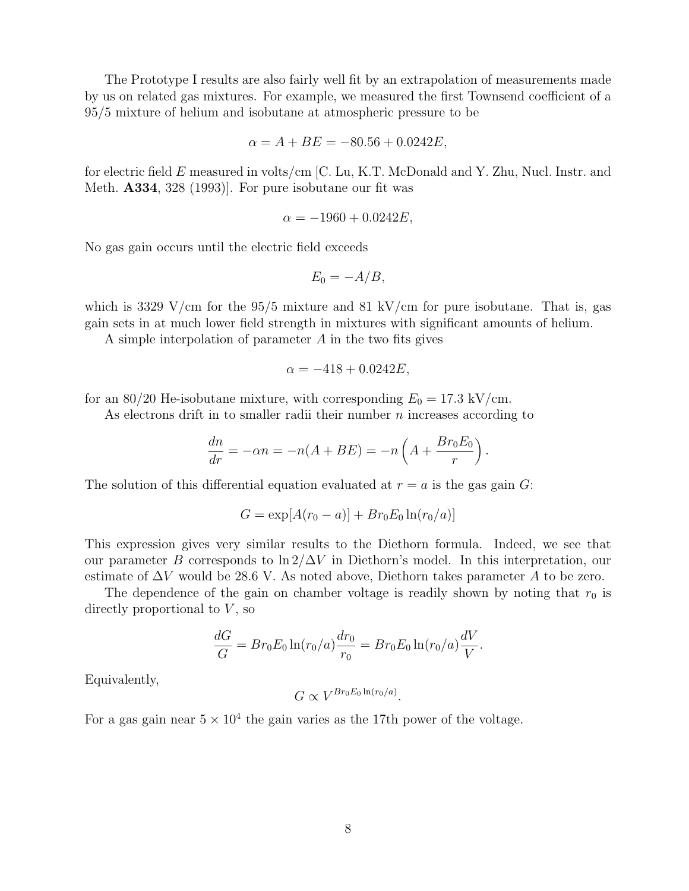The Prototype I results are also fairly well fit by an extrapolation of measurements made by us on related gas mixtures. For example, we measured the first Townsend coefficient of a 95/5 mixture of helium and isobutane at atmospheric pressure to be

$$\alpha = A + BE = -80.56 + 0.0242E,$$

for electric field $E$ measured in volts/cm [C. Lu, K.T. McDonald and Y. Zhu, Nucl. Instr. and Meth. **A334**, 328 (1993)]. For pure isobutane our fit was

$$\alpha = -1960 + 0.0242E,$$

No gas gain occurs until the electric field exceeds

$$E_0 = -A/B,$$

which is 3329 V/cm for the 95/5 mixture and 81 kV/cm for pure isobutane. That is, gas gain sets in at much lower field strength in mixtures with significant amounts of helium.

A simple interpolation of parameter $A$ in the two fits gives

$$\alpha = -418 + 0.0242E,$$

for an 80/20 He-isobutane mixture, with corresponding $E_0 = 17.3$ kV/cm.

As electrons drift in to smaller radii their number $n$ increases according to

$$\frac{dn}{dr} = -\alpha n = -n(A + BE) = -n\left(A + \frac{Br_0E_0}{r}\right).$$

The solution of this differential equation evaluated at $r = a$ is the gas gain $G$:

$$G = \exp[A(r_0 - a)] + Br_0E_0 \ln(r_0/a)]$$

This expression gives very similar results to the Diethorn formula. Indeed, we see that our parameter $B$ corresponds to $\ln 2/\Delta V$ in Diethorn's model. In this interpretation, our estimate of $\Delta V$ would be 28.6 V. As noted above, Diethorn takes parameter $A$ to be zero.

The dependence of the gain on chamber voltage is readily shown by noting that $r_0$ is directly proportional to $V$, so

$$\frac{dG}{G} = Br_0E_0 \ln(r_0/a)\frac{dr_0}{r_0} = Br_0E_0 \ln(r_0/a)\frac{dV}{V}.$$

Equivalently,

$$G \propto V^{Br_0E_0 \ln(r_0/a)}.$$

For a gas gain near $5 \times 10^4$ the gain varies as the 17th power of the voltage.